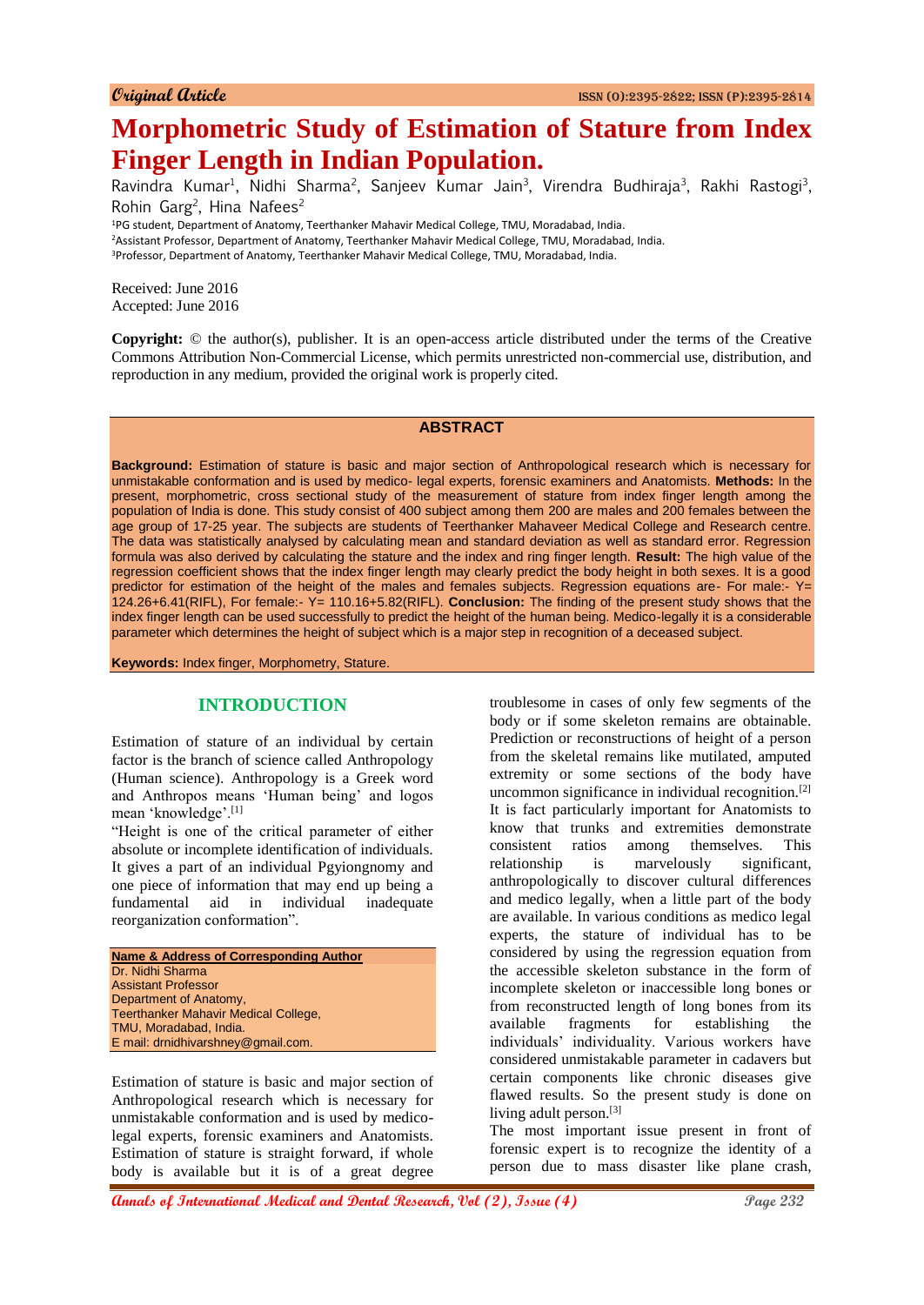Original Article

# Morphometric Study of Estimation of Stature from Index Finger Length in Indian Population.

Ravindra Kumar[1], Nidhi Sharma[2], Sanjeev Kumar Jain[3], Virendra Budhiraja[3], Rakhi Rastogi[3], Rohin Garg[2], Hina Nafees[2]

[1]PG student, Department of Anatomy, Teerthanker Mahavir Medical College, TMU, Moradabad, India.
[2]Assistant Professor, Department of Anatomy, Teerthanker Mahavir Medical College, TMU, Moradabad, India.
[3]Professor, Department of Anatomy, Teerthanker Mahavir Medical College, TMU, Moradabad, India.

Received: June 2016
Accepted: June 2016

**Copyright:** © the author(s), publisher. It is an open-access article distributed under the terms of the Creative Commons Attribution Non-Commercial License, which permits unrestricted non-commercial use, distribution, and reproduction in any medium, provided the original work is properly cited.

## ABSTRACT

**Background:** Estimation of stature is basic and major section of Anthropological research which is necessary for unmistakable conformation and is used by medico- legal experts, forensic examiners and Anatomists. **Methods:** In the present, morphometric, cross sectional study of the measurement of stature from index finger length among the population of India is done. This study consist of 400 subject among them 200 are males and 200 females between the age group of 17-25 year. The subjects are students of Teerthanker Mahaveer Medical College and Research centre. The data was statistically analysed by calculating mean and standard deviation as well as standard error. Regression formula was also derived by calculating the stature and the index and ring finger length. **Result:** The high value of the regression coefficient shows that the index finger length may clearly predict the body height in both sexes. It is a good predictor for estimation of the height of the males and females subjects. Regression equations are- For male:- Y= 124.26+6.41(RIFL), For female:- Y= 110.16+5.82(RIFL). **Conclusion:** The finding of the present study shows that the index finger length can be used successfully to predict the height of the human being. Medico-legally it is a considerable parameter which determines the height of subject which is a major step in recognition of a deceased subject.

**Keywords:** Index finger, Morphometry, Stature.

## INTRODUCTION

Estimation of stature of an individual by certain factor is the branch of science called Anthropology (Human science). Anthropology is a Greek word and Anthropos means 'Human being' and logos mean 'knowledge'.[1]

"Height is one of the critical parameter of either absolute or incomplete identification of individuals. It gives a part of an individual Pgyiongnomy and one piece of information that may end up being a fundamental aid in individual inadequate reorganization conformation".

| Name & Address of Corresponding Author |
|---|
| Dr. Nidhi Sharma<br>Assistant Professor<br>Department of Anatomy,<br>Teerthanker Mahavir Medical College,<br>TMU, Moradabad, India.<br>E mail: drnidhivarshney@gmail.com. |

Estimation of stature is basic and major section of Anthropological research which is necessary for unmistakable conformation and is used by medico-legal experts, forensic examiners and Anatomists. Estimation of stature is straight forward, if whole body is available but it is of a great degree troublesome in cases of only few segments of the body or if some skeleton remains are obtainable. Prediction or reconstructions of height of a person from the skeletal remains like mutilated, amputed extremity or some sections of the body have uncommon significance in individual recognition.[2] It is fact particularly important for Anatomists to know that trunks and extremities demonstrate consistent ratios among themselves. This relationship is marvelously significant, anthropologically to discover cultural differences and medico legally, when a little part of the body are available. In various conditions as medico legal experts, the stature of individual has to be considered by using the regression equation from the accessible skeleton substance in the form of incomplete skeleton or inaccessible long bones or from reconstructed length of long bones from its available fragments for establishing the individuals' individuality. Various workers have considered unmistakable parameter in cadavers but certain components like chronic diseases give flawed results. So the present study is done on living adult person.[3]

The most important issue present in front of forensic expert is to recognize the identity of a person due to mass disaster like plane crash,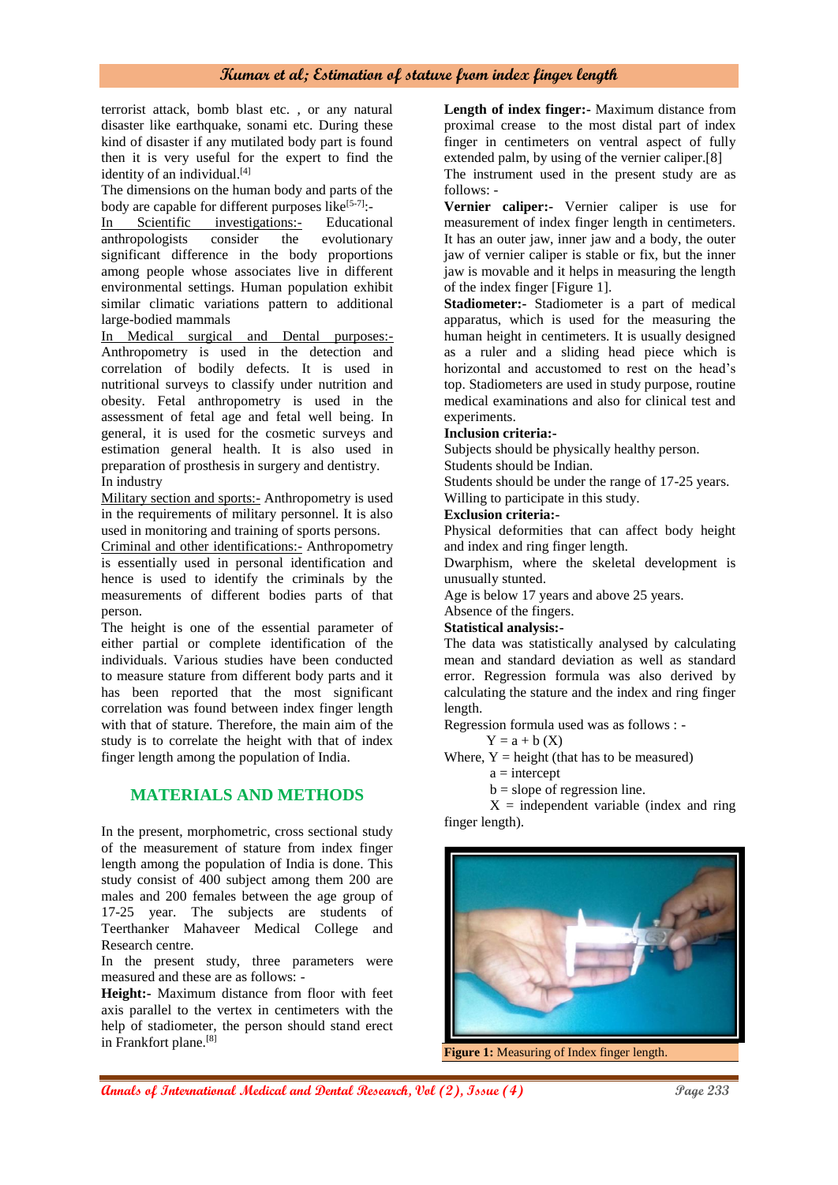terrorist attack, bomb blast etc. , or any natural disaster like earthquake, sonami etc. During these kind of disaster if any mutilated body part is found then it is very useful for the expert to find the identity of an individual.[4]

The dimensions on the human body and parts of the body are capable for different purposes like[5-7]:-

In Scientific investigations:- Educational anthropologists consider the evolutionary significant difference in the body proportions among people whose associates live in different environmental settings. Human population exhibit similar climatic variations pattern to additional large-bodied mammals

In Medical surgical and Dental purposes:- Anthropometry is used in the detection and correlation of bodily defects. It is used in nutritional surveys to classify under nutrition and obesity. Fetal anthropometry is used in the assessment of fetal age and fetal well being. In general, it is used for the cosmetic surveys and estimation general health. It is also used in preparation of prosthesis in surgery and dentistry.

In industry

Military section and sports:- Anthropometry is used in the requirements of military personnel. It is also used in monitoring and training of sports persons.

Criminal and other identifications:- Anthropometry is essentially used in personal identification and hence is used to identify the criminals by the measurements of different bodies parts of that person.

The height is one of the essential parameter of either partial or complete identification of the individuals. Various studies have been conducted to measure stature from different body parts and it has been reported that the most significant correlation was found between index finger length with that of stature. Therefore, the main aim of the study is to correlate the height with that of index finger length among the population of India.

## MATERIALS AND METHODS

In the present, morphometric, cross sectional study of the measurement of stature from index finger length among the population of India is done. This study consist of 400 subject among them 200 are males and 200 females between the age group of 17-25 year. The subjects are students of Teerthanker Mahaveer Medical College and Research centre.

In the present study, three parameters were measured and these are as follows: -

**Height:-** Maximum distance from floor with feet axis parallel to the vertex in centimeters with the help of stadiometer, the person should stand erect in Frankfort plane.[8]

**Length of index finger:-** Maximum distance from proximal crease to the most distal part of index finger in centimeters on ventral aspect of fully extended palm, by using of the vernier caliper.[8]

The instrument used in the present study are as follows: -

**Vernier caliper:-** Vernier caliper is use for measurement of index finger length in centimeters. It has an outer jaw, inner jaw and a body, the outer jaw of vernier caliper is stable or fix, but the inner jaw is movable and it helps in measuring the length of the index finger [Figure 1].

**Stadiometer:-** Stadiometer is a part of medical apparatus, which is used for the measuring the human height in centimeters. It is usually designed as a ruler and a sliding head piece which is horizontal and accustomed to rest on the head's top. Stadiometers are used in study purpose, routine medical examinations and also for clinical test and experiments.

**Inclusion criteria:-**

Subjects should be physically healthy person.

Students should be Indian.

Students should be under the range of 17-25 years.

Willing to participate in this study.

**Exclusion criteria:-**

Physical deformities that can affect body height and index and ring finger length.

Dwarphism, where the skeletal development is unusually stunted.

Age is below 17 years and above 25 years.

Absence of the fingers.

**Statistical analysis:-**

The data was statistically analysed by calculating mean and standard deviation as well as standard error. Regression formula was also derived by calculating the stature and the index and ring finger length.

Regression formula used was as follows : -

$$Y = a + b\,(X)$$

Where, Y = height (that has to be measured)

a = intercept

b = slope of regression line.

X = independent variable (index and ring finger length).

**Figure 1:** Measuring of Index finger length.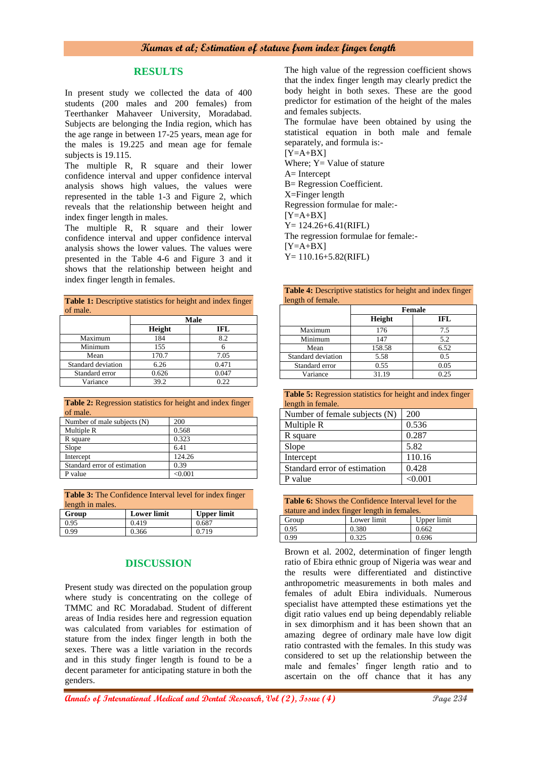## RESULTS

In present study we collected the data of 400 students (200 males and 200 females) from Teerthanker Mahaveer University, Moradabad. Subjects are belonging the India region, which has the age range in between 17-25 years, mean age for the males is 19.225 and mean age for female subjects is 19.115.

The multiple R, R square and their lower confidence interval and upper confidence interval analysis shows high values, the values were represented in the table 1-3 and Figure 2, which reveals that the relationship between height and index finger length in males.

The multiple R, R square and their lower confidence interval and upper confidence interval analysis shows the lower values. The values were presented in the Table 4-6 and Figure 3 and it shows that the relationship between height and index finger length in females.

**Table 1:** Descriptive statistics for height and index finger of male.

| | Male | |
|---|---|---|
| | **Height** | **IFL** |
| Maximum | 184 | 8.2 |
| Minimum | 155 | 6 |
| Mean | 170.7 | 7.05 |
| Standard deviation | 6.26 | 0.471 |
| Standard error | 0.626 | 0.047 |
| Variance | 39.2 | 0.22 |

**Table 2:** Regression statistics for height and index finger of male.

| | |
|---|---|
| Number of male subjects (N) | 200 |
| Multiple R | 0.568 |
| R square | 0.323 |
| Slope | 6.41 |
| Intercept | 124.26 |
| Standard error of estimation | 0.39 |
| P value | <0.001 |

**Table 3:** The Confidence Interval level for index finger length in males.

| Group | Lower limit | Upper limit |
|---|---|---|
| 0.95 | 0.419 | 0.687 |
| 0.99 | 0.366 | 0.719 |

The high value of the regression coefficient shows that the index finger length may clearly predict the body height in both sexes. These are the good predictor for estimation of the height of the males and females subjects.

The formulae have been obtained by using the statistical equation in both male and female separately, and formula is:-

[Y=A+BX]

Where; Y= Value of stature

A= Intercept

B= Regression Coefficient.

X=Finger length

Regression formulae for male:-

[Y=A+BX]

Y= 124.26+6.41(RIFL)

The regression formulae for female:-

[Y=A+BX]

Y= 110.16+5.82(RIFL)

**Table 4:** Descriptive statistics for height and index finger length of female.

| | Female | |
|---|---|---|
| | **Height** | **IFL** |
| Maximum | 176 | 7.5 |
| Minimum | 147 | 5.2 |
| Mean | 158.58 | 6.52 |
| Standard deviation | 5.58 | 0.5 |
| Standard error | 0.55 | 0.05 |
| Variance | 31.19 | 0.25 |

**Table 5:** Regression statistics for height and index finger length in female.

| | |
|---|---|
| Number of female subjects (N) | 200 |
| Multiple R | 0.536 |
| R square | 0.287 |
| Slope | 5.82 |
| Intercept | 110.16 |
| Standard error of estimation | 0.428 |
| P value | <0.001 |

**Table 6:** Shows the Confidence Interval level for the stature and index finger length in females.

| Group | Lower limit | Upper limit |
|---|---|---|
| 0.95 | 0.380 | 0.662 |
| 0.99 | 0.325 | 0.696 |

## DISCUSSION

Present study was directed on the population group where study is concentrating on the college of TMMC and RC Moradabad. Student of different areas of India resides here and regression equation was calculated from variables for estimation of stature from the index finger length in both the sexes. There was a little variation in the records and in this study finger length is found to be a decent parameter for anticipating stature in both the genders.

Brown et al. 2002, determination of finger length ratio of Ebira ethnic group of Nigeria was wear and the results were differentiated and distinctive anthropometric measurements in both males and females of adult Ebira individuals. Numerous specialist have attempted these estimations yet the digit ratio values end up being dependably reliable in sex dimorphism and it has been shown that an amazing degree of ordinary male have low digit ratio contrasted with the females. In this study was considered to set up the relationship between the male and females' finger length ratio and to ascertain on the off chance that it has any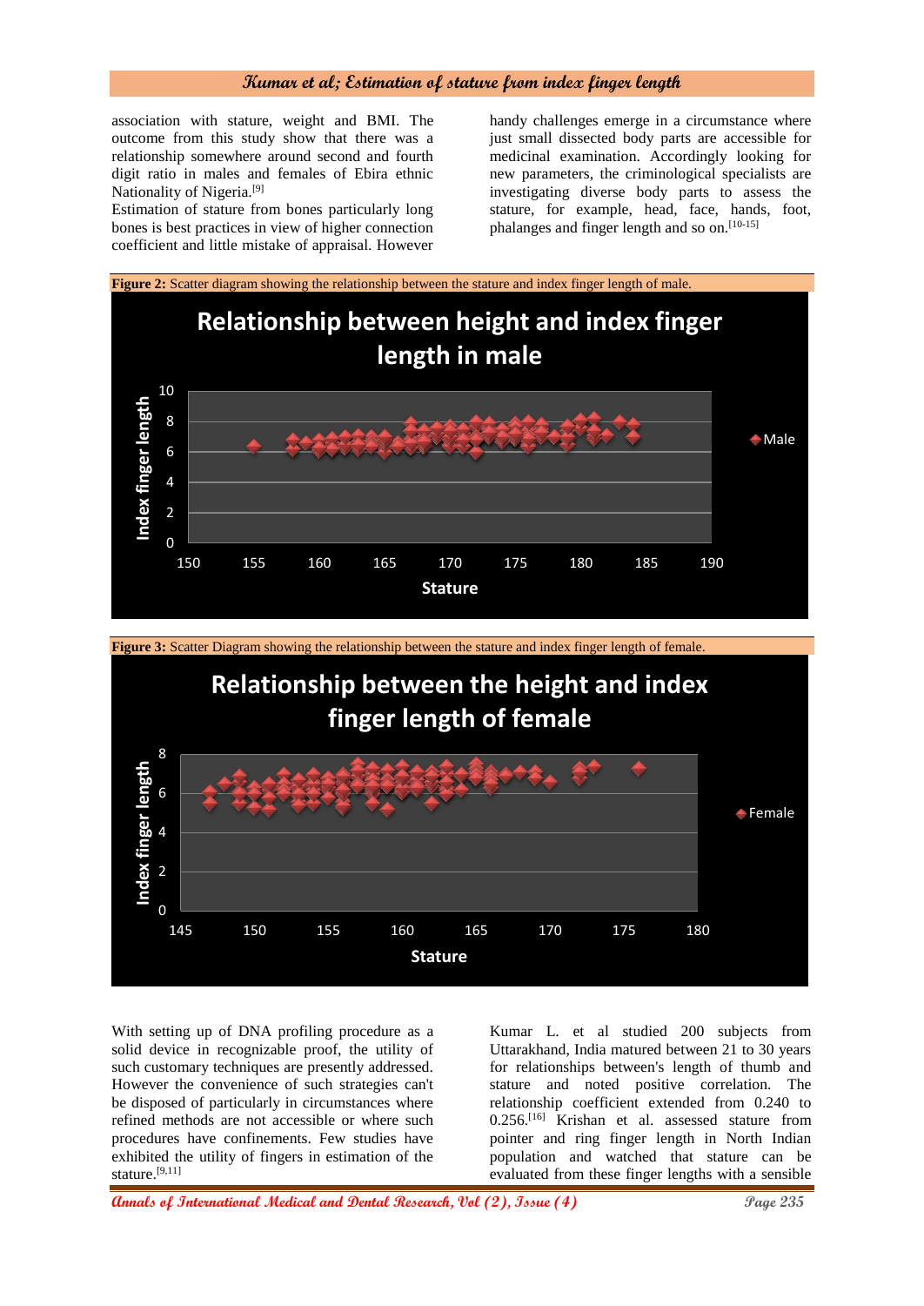association with stature, weight and BMI. The outcome from this study show that there was a relationship somewhere around second and fourth digit ratio in males and females of Ebira ethnic Nationality of Nigeria.[9]

Estimation of stature from bones particularly long bones is best practices in view of higher connection coefficient and little mistake of appraisal. However handy challenges emerge in a circumstance where just small dissected body parts are accessible for medicinal examination. Accordingly looking for new parameters, the criminological specialists are investigating diverse body parts to assess the stature, for example, head, face, hands, foot, phalanges and finger length and so on.[10-15]

**Figure 2:** Scatter diagram showing the relationship between the stature and index finger length of male.

**Figure 3:** Scatter Diagram showing the relationship between the stature and index finger length of female.

With setting up of DNA profiling procedure as a solid device in recognizable proof, the utility of such customary techniques are presently addressed. However the convenience of such strategies can't be disposed of particularly in circumstances where refined methods are not accessible or where such procedures have confinements. Few studies have exhibited the utility of fingers in estimation of the stature.[9,11]

Kumar L. et al studied 200 subjects from Uttarakhand, India matured between 21 to 30 years for relationships between's length of thumb and stature and noted positive correlation. The relationship coefficient extended from 0.240 to 0.256.[16] Krishan et al. assessed stature from pointer and ring finger length in North Indian population and watched that stature can be evaluated from these finger lengths with a sensible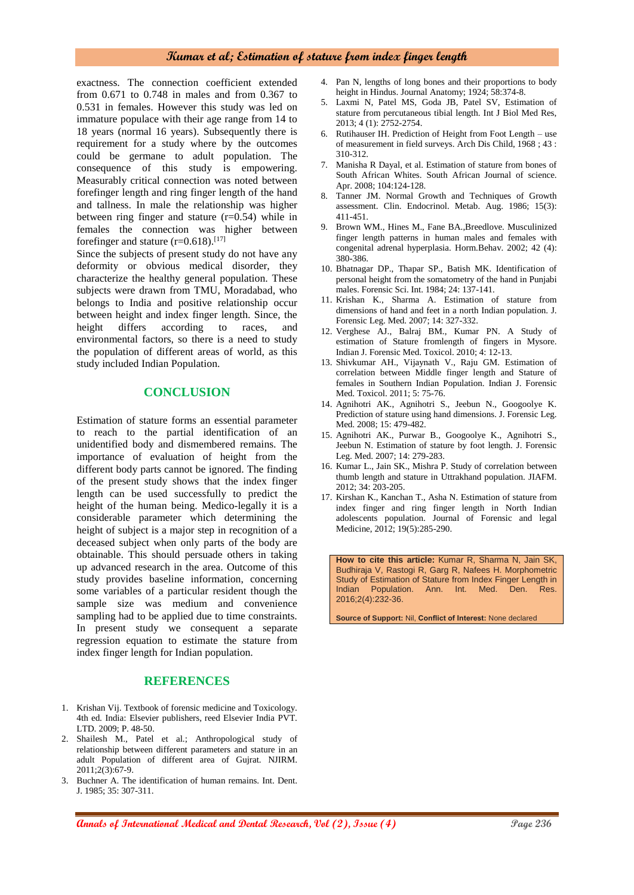exactness. The connection coefficient extended from 0.671 to 0.748 in males and from 0.367 to 0.531 in females. However this study was led on immature populace with their age range from 14 to 18 years (normal 16 years). Subsequently there is requirement for a study where by the outcomes could be germane to adult population. The consequence of this study is empowering. Measurably critical connection was noted between forefinger length and ring finger length of the hand and tallness. In male the relationship was higher between ring finger and stature (r=0.54) while in females the connection was higher between forefinger and stature (r=0.618).[17]

Since the subjects of present study do not have any deformity or obvious medical disorder, they characterize the healthy general population. These subjects were drawn from TMU, Moradabad, who belongs to India and positive relationship occur between height and index finger length. Since, the height differs according to races, and environmental factors, so there is a need to study the population of different areas of world, as this study included Indian Population.

## CONCLUSION

Estimation of stature forms an essential parameter to reach to the partial identification of an unidentified body and dismembered remains. The importance of evaluation of height from the different body parts cannot be ignored. The finding of the present study shows that the index finger length can be used successfully to predict the height of the human being. Medico-legally it is a considerable parameter which determining the height of subject is a major step in recognition of a deceased subject when only parts of the body are obtainable. This should persuade others in taking up advanced research in the area. Outcome of this study provides baseline information, concerning some variables of a particular resident though the sample size was medium and convenience sampling had to be applied due to time constraints. In present study we consequent a separate regression equation to estimate the stature from index finger length for Indian population.

## REFERENCES

1. Krishan Vij. Textbook of forensic medicine and Toxicology. 4th ed. India: Elsevier publishers, reed Elsevier India PVT. LTD. 2009; P. 48-50.
2. Shailesh M., Patel et al.; Anthropological study of relationship between different parameters and stature in an adult Population of different area of Gujrat. NJIRM. 2011;2(3):67-9.
3. Buchner A. The identification of human remains. Int. Dent. J. 1985; 35: 307-311.
4. Pan N, lengths of long bones and their proportions to body height in Hindus. Journal Anatomy; 1924; 58:374-8.
5. Laxmi N, Patel MS, Goda JB, Patel SV, Estimation of stature from percutaneous tibial length. Int J Biol Med Res, 2013; 4 (1): 2752-2754.
6. Rutihauser IH. Prediction of Height from Foot Length – use of measurement in field surveys. Arch Dis Child, 1968 ; 43 : 310-312.
7. Manisha R Dayal, et al. Estimation of stature from bones of South African Whites. South African Journal of science. Apr. 2008; 104:124-128.
8. Tanner JM. Normal Growth and Techniques of Growth assessment. Clin. Endocrinol. Metab. Aug. 1986; 15(3): 411-451.
9. Brown WM., Hines M., Fane BA.,Breedlove. Musculinized finger length patterns in human males and females with congenital adrenal hyperplasia. Horm.Behav. 2002; 42 (4): 380-386.
10. Bhatnagar DP., Thapar SP., Batish MK. Identification of personal height from the somatometry of the hand in Punjabi males. Forensic Sci. Int. 1984; 24: 137-141.
11. Krishan K., Sharma A. Estimation of stature from dimensions of hand and feet in a north Indian population. J. Forensic Leg. Med. 2007; 14: 327-332.
12. Verghese AJ., Balraj BM., Kumar PN. A Study of estimation of Stature fromlength of fingers in Mysore. Indian J. Forensic Med. Toxicol. 2010; 4: 12-13.
13. Shivkumar AH., Vijaynath V., Raju GM. Estimation of correlation between Middle finger length and Stature of females in Southern Indian Population. Indian J. Forensic Med. Toxicol. 2011; 5: 75-76.
14. Agnihotri AK., Agnihotri S., Jeebun N., Googoolye K. Prediction of stature using hand dimensions. J. Forensic Leg. Med. 2008; 15: 479-482.
15. Agnihotri AK., Purwar B., Googoolye K., Agnihotri S., Jeebun N. Estimation of stature by foot length. J. Forensic Leg. Med. 2007; 14: 279-283.
16. Kumar L., Jain SK., Mishra P. Study of correlation between thumb length and stature in Uttrakhand population. JIAFM. 2012; 34: 203-205.
17. Kirshan K., Kanchan T., Asha N. Estimation of stature from index finger and ring finger length in North Indian adolescents population. Journal of Forensic and legal Medicine, 2012; 19(5):285-290.

**How to cite this article:** Kumar R, Sharma N, Jain SK, Budhiraja V, Rastogi R, Garg R, Nafees H. Morphometric Study of Estimation of Stature from Index Finger Length in Indian Population. Ann. Int. Med. Den. Res. 2016;2(4):232-36.

**Source of Support:** Nil, **Conflict of Interest:** None declared